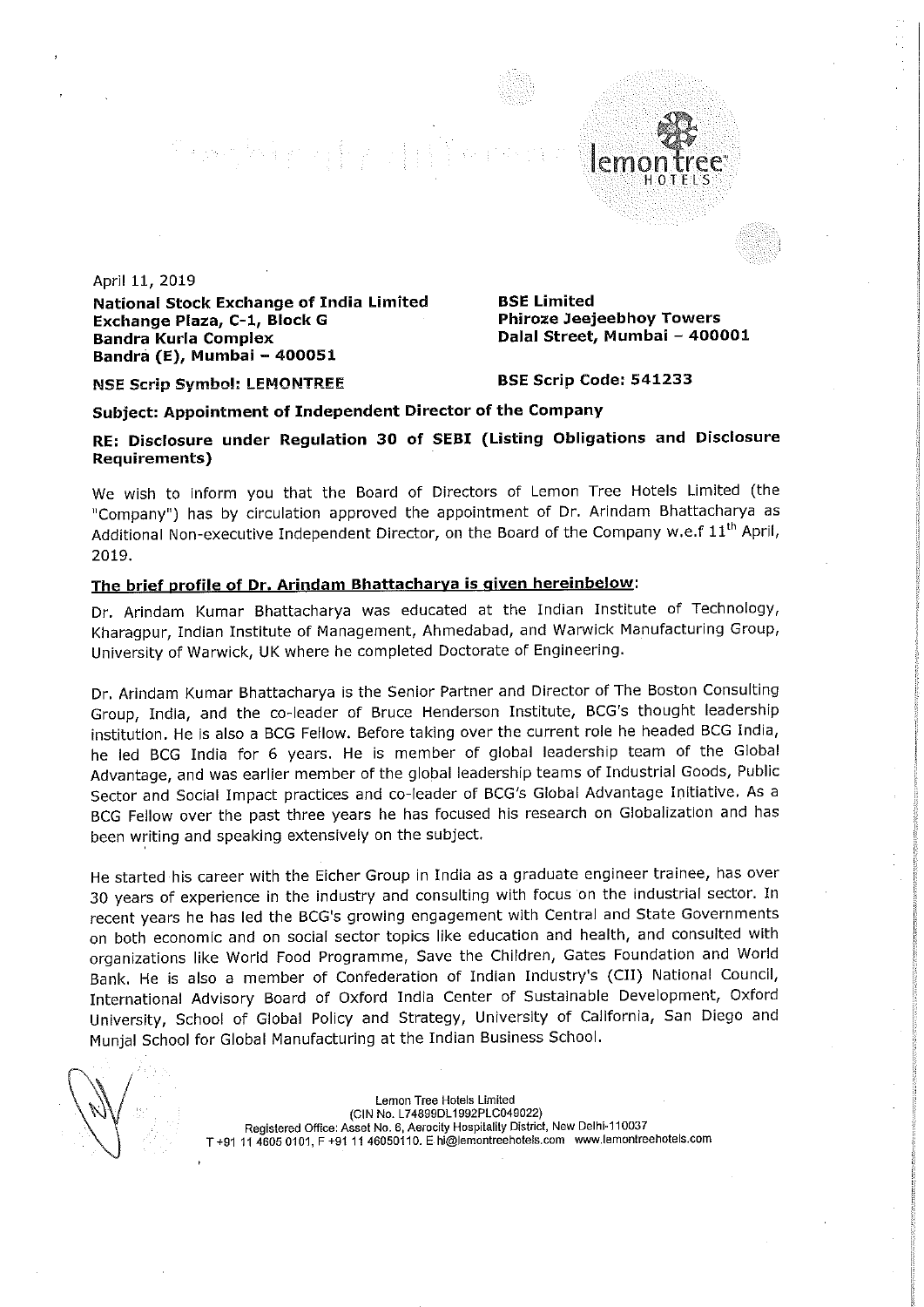April 11, 2019

**National Stock Exchange of India Limited**
**Exchange Plaza, C-1, Block G**
**Bandra Kurla Complex**
**Bandra (E), Mumbai – 400051**

**BSE Limited**
**Phiroze Jeejeebhoy Towers**
**Dalal Street, Mumbai – 400001**

**NSE Scrip Symbol: LEMONTREE**

**BSE Scrip Code: 541233**

**Subject: Appointment of Independent Director of the Company**

**RE: Disclosure under Regulation 30 of SEBI (Listing Obligations and Disclosure Requirements)**

We wish to inform you that the Board of Directors of Lemon Tree Hotels Limited (the "Company") has by circulation approved the appointment of Dr. Arindam Bhattacharya as Additional Non-executive Independent Director, on the Board of the Company w.e.f 11th April, 2019.

**The brief profile of Dr. Arindam Bhattacharya is given hereinbelow:**

Dr. Arindam Kumar Bhattacharya was educated at the Indian Institute of Technology, Kharagpur, Indian Institute of Management, Ahmedabad, and Warwick Manufacturing Group, University of Warwick, UK where he completed Doctorate of Engineering.

Dr. Arindam Kumar Bhattacharya is the Senior Partner and Director of The Boston Consulting Group, India, and the co-leader of Bruce Henderson Institute, BCG's thought leadership institution. He is also a BCG Fellow. Before taking over the current role he headed BCG India, he led BCG India for 6 years. He is member of global leadership team of the Global Advantage, and was earlier member of the global leadership teams of Industrial Goods, Public Sector and Social Impact practices and co-leader of BCG's Global Advantage Initiative. As a BCG Fellow over the past three years he has focused his research on Globalization and has been writing and speaking extensively on the subject.

He started his career with the Eicher Group in India as a graduate engineer trainee, has over 30 years of experience in the industry and consulting with focus on the industrial sector. In recent years he has led the BCG's growing engagement with Central and State Governments on both economic and on social sector topics like education and health, and consulted with organizations like World Food Programme, Save the Children, Gates Foundation and World Bank. He is also a member of Confederation of Indian Industry's (CII) National Council, International Advisory Board of Oxford India Center of Sustainable Development, Oxford University, School of Global Policy and Strategy, University of California, San Diego and Munjal School for Global Manufacturing at the Indian Business School.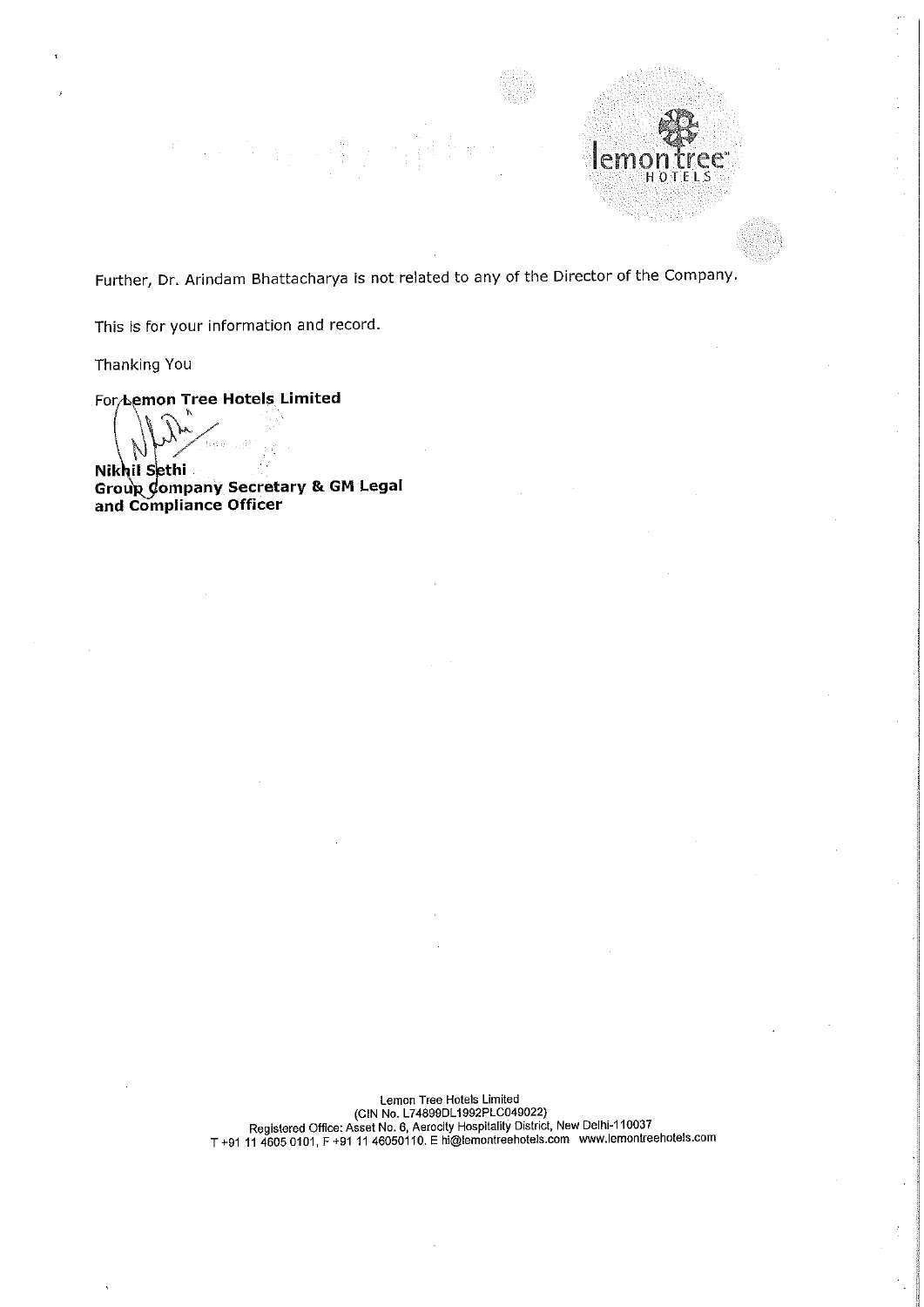Further, Dr. Arindam Bhattacharya is not related to any of the Director of the Company.

This is for your information and record.

Thanking You

For **Lemon Tree Hotels Limited**

**Nikhil Sethi**
**Group Company Secretary & GM Legal and Compliance Officer**

Lemon Tree Hotels Limited
(CIN No. L74899DL1992PLC049022)
Registered Office: Asset No. 6, Aerocity Hospitality District, New Delhi-110037
T +91 11 4605 0101, F +91 11 46050110. E hi@lemontreehotels.com www.lemontreehotels.com